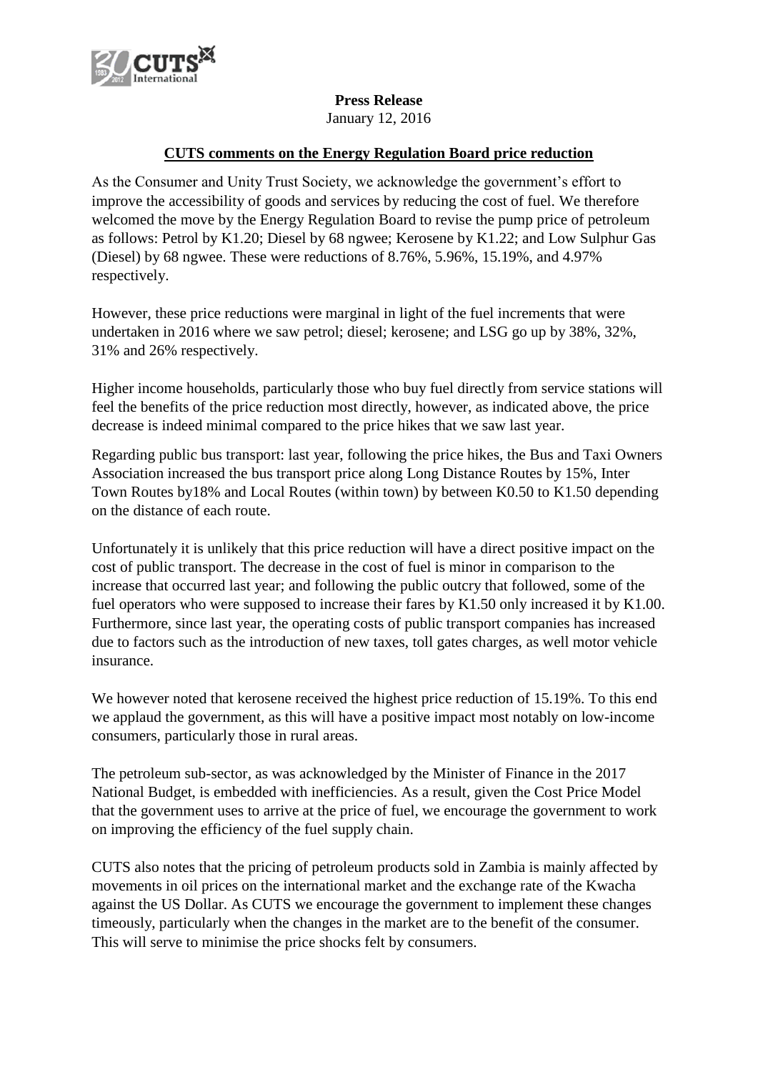**Press Release**
January 12, 2016

**CUTS comments on the Energy Regulation Board price reduction**

As the Consumer and Unity Trust Society, we acknowledge the government's effort to improve the accessibility of goods and services by reducing the cost of fuel. We therefore welcomed the move by the Energy Regulation Board to revise the pump price of petroleum as follows: Petrol by K1.20; Diesel by 68 ngwee; Kerosene by K1.22; and Low Sulphur Gas (Diesel) by 68 ngwee. These were reductions of 8.76%, 5.96%, 15.19%, and 4.97% respectively.

However, these price reductions were marginal in light of the fuel increments that were undertaken in 2016 where we saw petrol; diesel; kerosene; and LSG go up by 38%, 32%, 31% and 26% respectively.

Higher income households, particularly those who buy fuel directly from service stations will feel the benefits of the price reduction most directly, however, as indicated above, the price decrease is indeed minimal compared to the price hikes that we saw last year.

Regarding public bus transport: last year, following the price hikes, the Bus and Taxi Owners Association increased the bus transport price along Long Distance Routes by 15%, Inter Town Routes by18% and Local Routes (within town) by between K0.50 to K1.50 depending on the distance of each route.

Unfortunately it is unlikely that this price reduction will have a direct positive impact on the cost of public transport. The decrease in the cost of fuel is minor in comparison to the increase that occurred last year; and following the public outcry that followed, some of the fuel operators who were supposed to increase their fares by K1.50 only increased it by K1.00. Furthermore, since last year, the operating costs of public transport companies has increased due to factors such as the introduction of new taxes, toll gates charges, as well motor vehicle insurance.

We however noted that kerosene received the highest price reduction of 15.19%. To this end we applaud the government, as this will have a positive impact most notably on low-income consumers, particularly those in rural areas.

The petroleum sub-sector, as was acknowledged by the Minister of Finance in the 2017 National Budget, is embedded with inefficiencies. As a result, given the Cost Price Model that the government uses to arrive at the price of fuel, we encourage the government to work on improving the efficiency of the fuel supply chain.

CUTS also notes that the pricing of petroleum products sold in Zambia is mainly affected by movements in oil prices on the international market and the exchange rate of the Kwacha against the US Dollar. As CUTS we encourage the government to implement these changes timeously, particularly when the changes in the market are to the benefit of the consumer. This will serve to minimise the price shocks felt by consumers.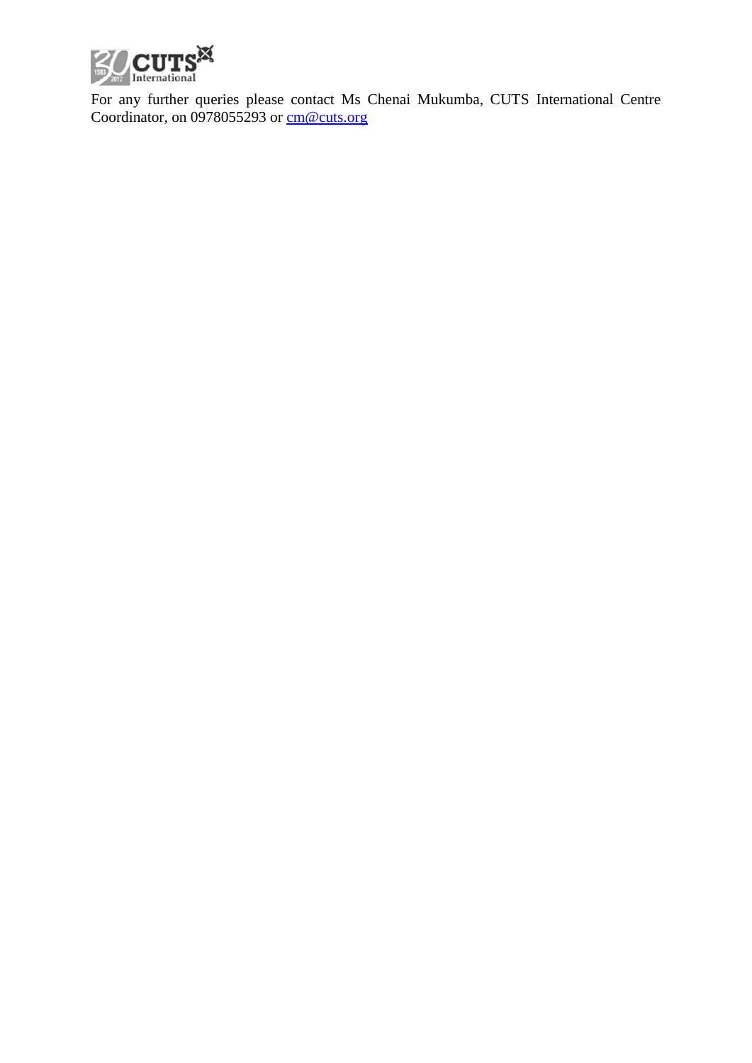For any further queries please contact Ms Chenai Mukumba, CUTS International Centre Coordinator, on 0978055293 or cm@cuts.org